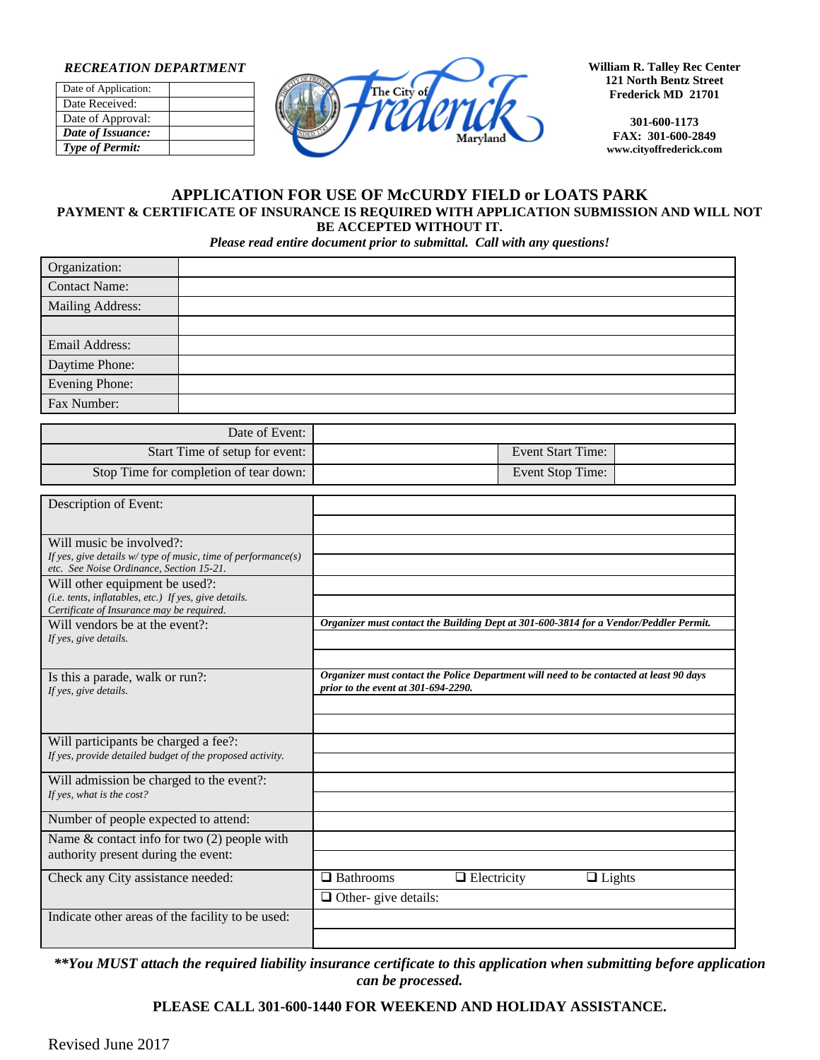*RECREATION DEPARTMENT*

| Date of Application: | |
|---|---|
| Date Received: | |
| Date of Approval: | |
| ***Date of Issuance:*** | |
| ***Type of Permit:*** | |

The City of Frederick Maryland

**William R. Talley Rec Center**
**121 North Bentz Street**
**Frederick MD 21701**

**301-600-1173**
**FAX: 301-600-2849**
**www.cityoffrederick.com**

## APPLICATION FOR USE OF McCURDY FIELD or LOATS PARK

**PAYMENT & CERTIFICATE OF INSURANCE IS REQUIRED WITH APPLICATION SUBMISSION AND WILL NOT BE ACCEPTED WITHOUT IT.**

***Please read entire document prior to submittal. Call with any questions!***

| Organization: | |
|---|---|
| Contact Name: | |
| Mailing Address: | |
| | |
| Email Address: | |
| Daytime Phone: | |
| Evening Phone: | |
| Fax Number: | |

| Date of Event: | | | |
|---|---|---|---|
| Start Time of setup for event: | | Event Start Time: | |
| Stop Time for completion of tear down: | | Event Stop Time: | |

| Description of Event: | | | |
|---|---|---|---|
| Will music be involved?: *If yes, give details w/ type of music, time of performance(s) etc. See Noise Ordinance, Section 15-21.* | | | |
| Will other equipment be used?: *(i.e. tents, inflatables, etc.) If yes, give details. Certificate of Insurance may be required.* | | | |
| Will vendors be at the event?: *If yes, give details.* | ***Organizer must contact the Building Dept at 301-600-3814 for a Vendor/Peddler Permit.*** | | |
| Is this a parade, walk or run?: *If yes, give details.* | ***Organizer must contact the Police Department will need to be contacted at least 90 days prior to the event at 301-694-2290.*** | | |
| Will participants be charged a fee?: *If yes, provide detailed budget of the proposed activity.* | | | |
| Will admission be charged to the event?: *If yes, what is the cost?* | | | |
| Number of people expected to attend: | | | |
| Name & contact info for two (2) people with authority present during the event: | | | |
| Check any City assistance needed: | ❑ Bathrooms | ❑ Electricity | ❑ Lights |
| | ❑ Other- give details: | | |
| Indicate other areas of the facility to be used: | | | |

***\*\*You MUST attach the required liability insurance certificate to this application when submitting before application can be processed.***

**PLEASE CALL 301-600-1440 FOR WEEKEND AND HOLIDAY ASSISTANCE.**

Revised June 2017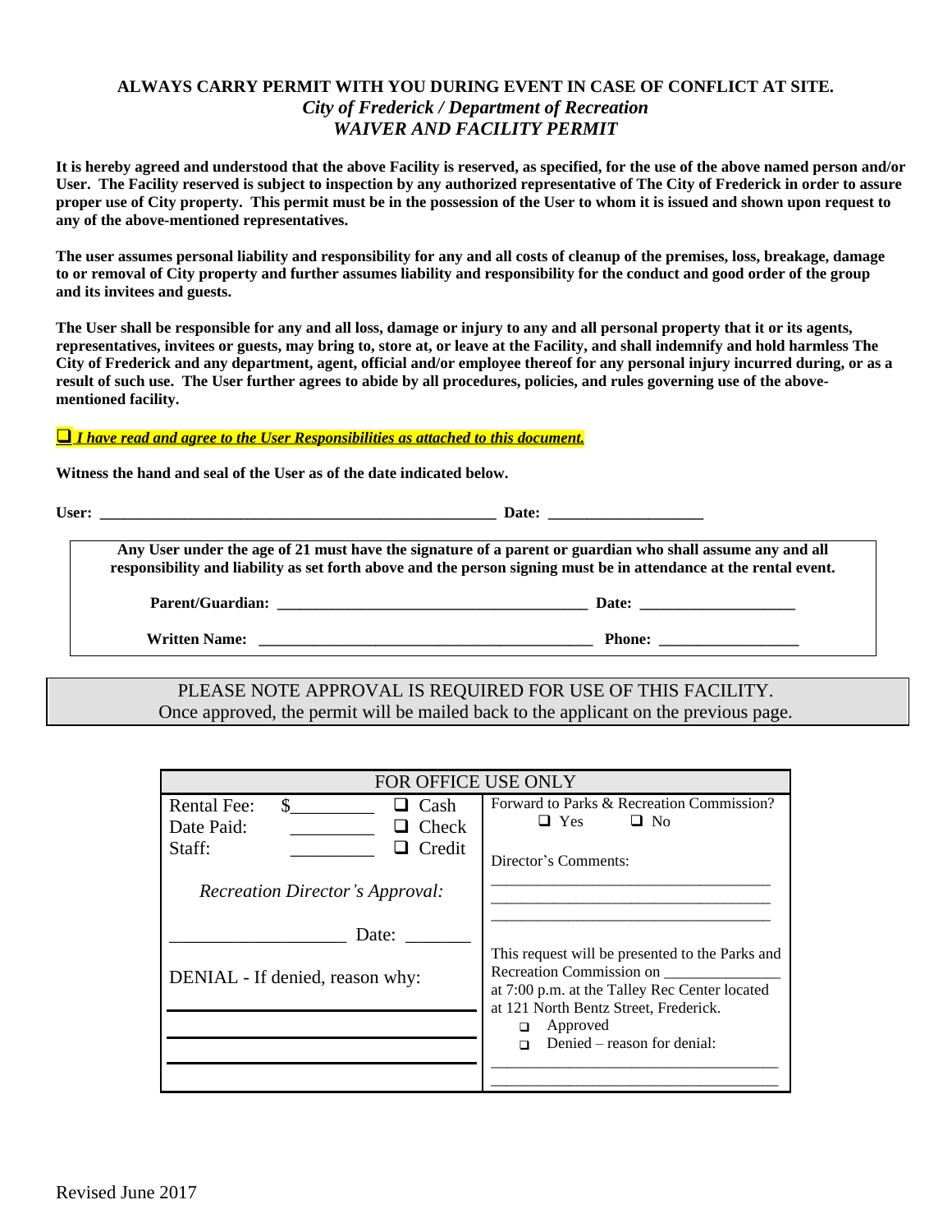**ALWAYS CARRY PERMIT WITH YOU DURING EVENT IN CASE OF CONFLICT AT SITE.**

***City of Frederick / Department of Recreation***

***WAIVER AND FACILITY PERMIT***

**It is hereby agreed and understood that the above Facility is reserved, as specified, for the use of the above named person and/or User. The Facility reserved is subject to inspection by any authorized representative of The City of Frederick in order to assure proper use of City property. This permit must be in the possession of the User to whom it is issued and shown upon request to any of the above-mentioned representatives.**

**The user assumes personal liability and responsibility for any and all costs of cleanup of the premises, loss, breakage, damage to or removal of City property and further assumes liability and responsibility for the conduct and good order of the group and its invitees and guests.**

**The User shall be responsible for any and all loss, damage or injury to any and all personal property that it or its agents, representatives, invitees or guests, may bring to, store at, or leave at the Facility, and shall indemnify and hold harmless The City of Frederick and any department, agent, official and/or employee thereof for any personal injury incurred during, or as a result of such use. The User further agrees to abide by all procedures, policies, and rules governing use of the above-mentioned facility.**

❑ ***I have read and agree to the User Responsibilities as attached to this document.***

**Witness the hand and seal of the User as of the date indicated below.**

**User:** ______________________________________________________ **Date:** _____________________

**Any User under the age of 21 must have the signature of a parent or guardian who shall assume any and all responsibility and liability as set forth above and the person signing must be in attendance at the rental event.**

**Parent/Guardian:** ________________________________________ **Date:** ____________________

**Written Name:** ____________________________________________ **Phone:** __________________

PLEASE NOTE APPROVAL IS REQUIRED FOR USE OF THIS FACILITY.
Once approved, the permit will be mailed back to the applicant on the previous page.

| FOR OFFICE USE ONLY | |
|---|---|
| Rental Fee: $_________ ❑ Cash<br>Date Paid: _________ ❑ Check<br>Staff: _________ ❑ Credit<br><br>*Recreation Director's Approval:*<br><br>___________________ Date: _______<br><br>DENIAL - If denied, reason why:<br>______________________________<br>______________________________<br>______________________________ | Forward to Parks & Recreation Commission?<br>❑ Yes ❑ No<br><br>Director's Comments:<br>___________________________________<br>___________________________________<br>___________________________________<br><br>This request will be presented to the Parks and Recreation Commission on _______________ at 7:00 p.m. at the Talley Rec Center located at 121 North Bentz Street, Frederick.<br>❑ Approved<br>❑ Denied – reason for denial:<br>___________________________________<br>___________________________________ |

Revised June 2017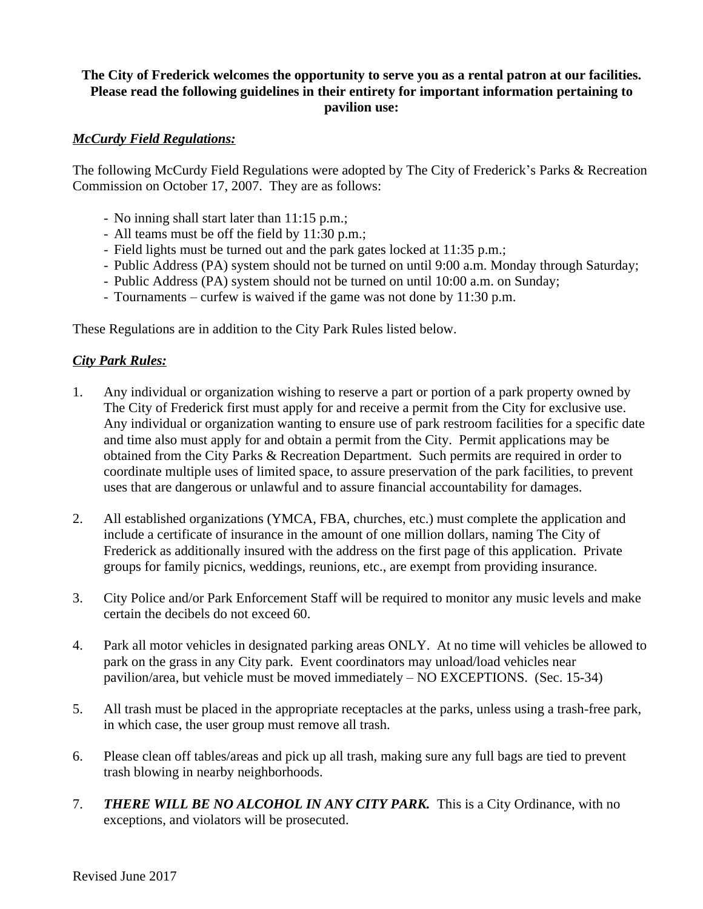**The City of Frederick welcomes the opportunity to serve you as a rental patron at our facilities. Please read the following guidelines in their entirety for important information pertaining to pavilion use:**

***McCurdy Field Regulations:***

The following McCurdy Field Regulations were adopted by The City of Frederick's Parks & Recreation Commission on October 17, 2007. They are as follows:

- No inning shall start later than 11:15 p.m.;
- All teams must be off the field by 11:30 p.m.;
- Field lights must be turned out and the park gates locked at 11:35 p.m.;
- Public Address (PA) system should not be turned on until 9:00 a.m. Monday through Saturday;
- Public Address (PA) system should not be turned on until 10:00 a.m. on Sunday;
- Tournaments – curfew is waived if the game was not done by 11:30 p.m.

These Regulations are in addition to the City Park Rules listed below.

***City Park Rules:***

1. Any individual or organization wishing to reserve a part or portion of a park property owned by The City of Frederick first must apply for and receive a permit from the City for exclusive use. Any individual or organization wanting to ensure use of park restroom facilities for a specific date and time also must apply for and obtain a permit from the City. Permit applications may be obtained from the City Parks & Recreation Department. Such permits are required in order to coordinate multiple uses of limited space, to assure preservation of the park facilities, to prevent uses that are dangerous or unlawful and to assure financial accountability for damages.

2. All established organizations (YMCA, FBA, churches, etc.) must complete the application and include a certificate of insurance in the amount of one million dollars, naming The City of Frederick as additionally insured with the address on the first page of this application. Private groups for family picnics, weddings, reunions, etc., are exempt from providing insurance.

3. City Police and/or Park Enforcement Staff will be required to monitor any music levels and make certain the decibels do not exceed 60.

4. Park all motor vehicles in designated parking areas ONLY. At no time will vehicles be allowed to park on the grass in any City park. Event coordinators may unload/load vehicles near pavilion/area, but vehicle must be moved immediately – NO EXCEPTIONS. (Sec. 15-34)

5. All trash must be placed in the appropriate receptacles at the parks, unless using a trash-free park, in which case, the user group must remove all trash.

6. Please clean off tables/areas and pick up all trash, making sure any full bags are tied to prevent trash blowing in nearby neighborhoods.

7. ***THERE WILL BE NO ALCOHOL IN ANY CITY PARK.*** This is a City Ordinance, with no exceptions, and violators will be prosecuted.

Revised June 2017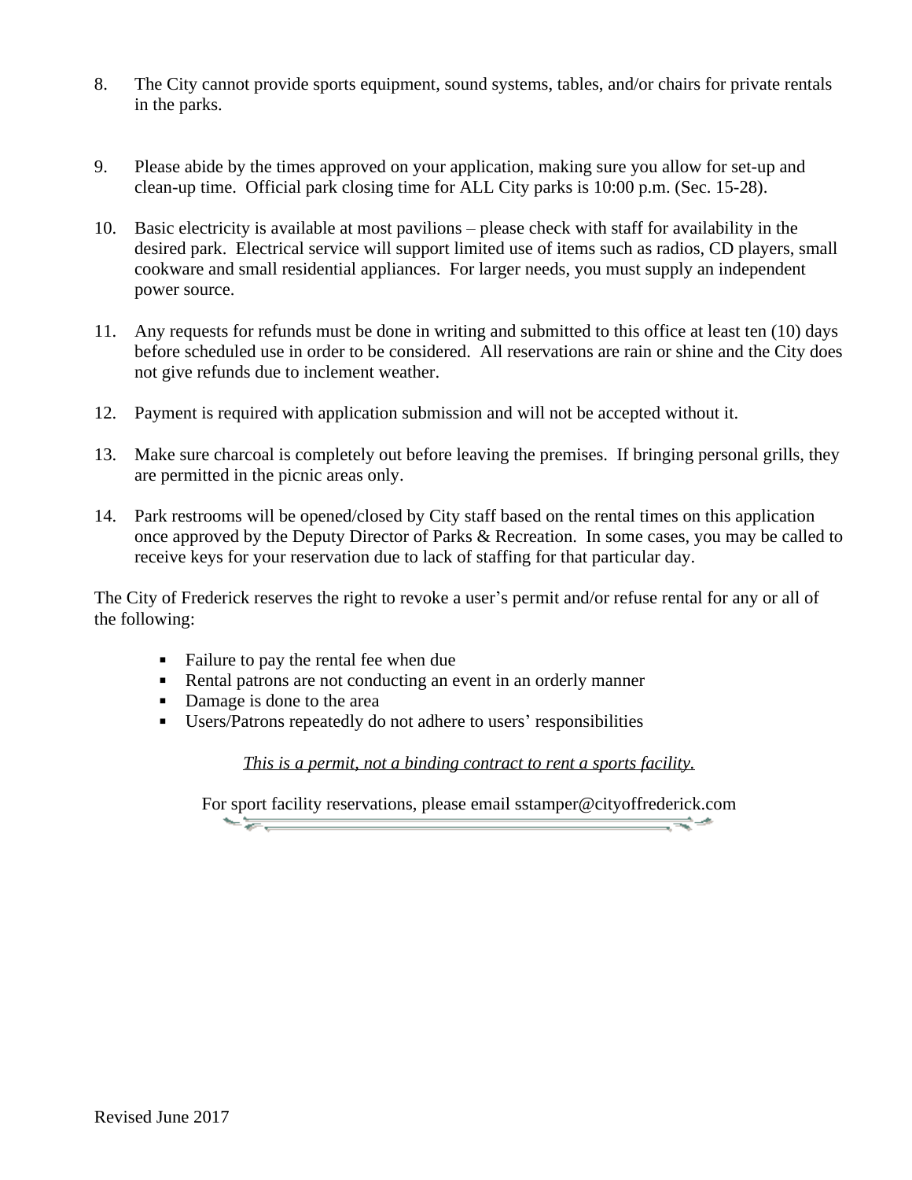8. The City cannot provide sports equipment, sound systems, tables, and/or chairs for private rentals in the parks.

9. Please abide by the times approved on your application, making sure you allow for set-up and clean-up time. Official park closing time for ALL City parks is 10:00 p.m. (Sec. 15-28).

10. Basic electricity is available at most pavilions – please check with staff for availability in the desired park. Electrical service will support limited use of items such as radios, CD players, small cookware and small residential appliances. For larger needs, you must supply an independent power source.

11. Any requests for refunds must be done in writing and submitted to this office at least ten (10) days before scheduled use in order to be considered. All reservations are rain or shine and the City does not give refunds due to inclement weather.

12. Payment is required with application submission and will not be accepted without it.

13. Make sure charcoal is completely out before leaving the premises. If bringing personal grills, they are permitted in the picnic areas only.

14. Park restrooms will be opened/closed by City staff based on the rental times on this application once approved by the Deputy Director of Parks & Recreation. In some cases, you may be called to receive keys for your reservation due to lack of staffing for that particular day.

The City of Frederick reserves the right to revoke a user's permit and/or refuse rental for any or all of the following:

- Failure to pay the rental fee when due
- Rental patrons are not conducting an event in an orderly manner
- Damage is done to the area
- Users/Patrons repeatedly do not adhere to users' responsibilities

*This is a permit, not a binding contract to rent a sports facility.*

For sport facility reservations, please email sstamper@cityoffrederick.com

Revised June 2017